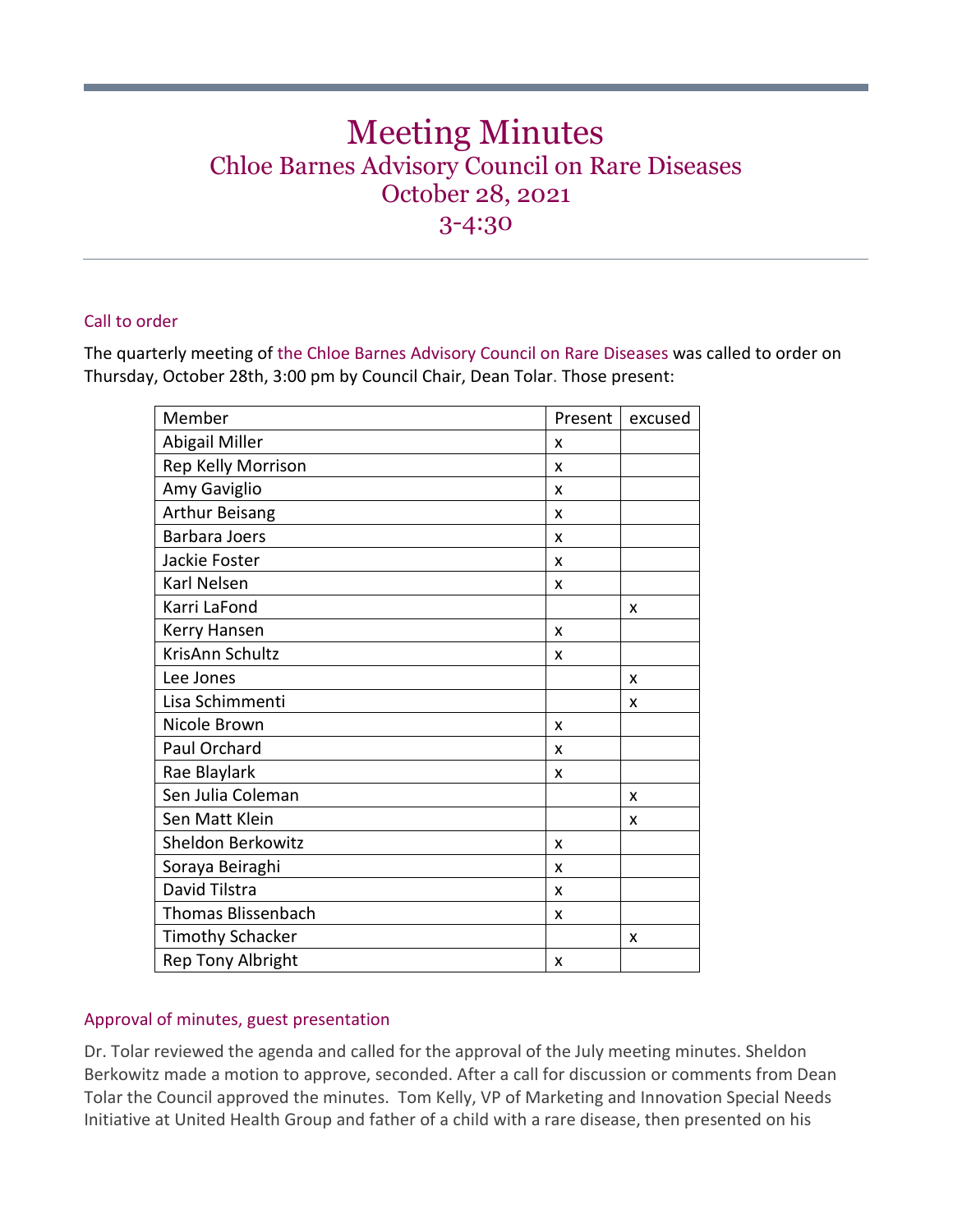# Meeting Minutes

## Chloe Barnes Advisory Council on Rare Diseases

## October 28, 2021

## 3-4:30

### Call to order

The quarterly meeting of the Chloe Barnes Advisory Council on Rare Diseases was called to order on Thursday, October 28th, 3:00 pm by Council Chair, Dean Tolar. Those present:

| Member | Present | excused |
|---|---|---|
| Abigail Miller | x | |
| Rep Kelly Morrison | x | |
| Amy Gaviglio | x | |
| Arthur Beisang | x | |
| Barbara Joers | x | |
| Jackie Foster | x | |
| Karl Nelsen | x | |
| Karri LaFond | | x |
| Kerry Hansen | x | |
| KrisAnn Schultz | x | |
| Lee Jones | | x |
| Lisa Schimmenti | | x |
| Nicole Brown | x | |
| Paul Orchard | x | |
| Rae Blaylark | x | |
| Sen Julia Coleman | | x |
| Sen Matt Klein | | x |
| Sheldon Berkowitz | x | |
| Soraya Beiraghi | x | |
| David Tilstra | x | |
| Thomas Blissenbach | x | |
| Timothy Schacker | | x |
| Rep Tony Albright | x | |

### Approval of minutes, guest presentation

Dr. Tolar reviewed the agenda and called for the approval of the July meeting minutes. Sheldon Berkowitz made a motion to approve, seconded. After a call for discussion or comments from Dean Tolar the Council approved the minutes. Tom Kelly, VP of Marketing and Innovation Special Needs Initiative at United Health Group and father of a child with a rare disease, then presented on his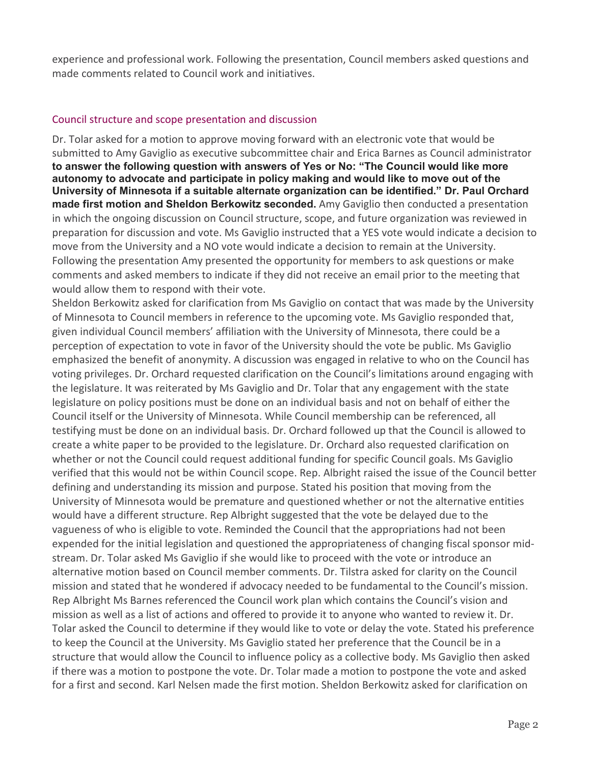experience and professional work. Following the presentation, Council members asked questions and made comments related to Council work and initiatives.

## Council structure and scope presentation and discussion

Dr. Tolar asked for a motion to approve moving forward with an electronic vote that would be submitted to Amy Gaviglio as executive subcommittee chair and Erica Barnes as Council administrator **to answer the following question with answers of Yes or No: "The Council would like more autonomy to advocate and participate in policy making and would like to move out of the University of Minnesota if a suitable alternate organization can be identified." Dr. Paul Orchard made first motion and Sheldon Berkowitz seconded.** Amy Gaviglio then conducted a presentation in which the ongoing discussion on Council structure, scope, and future organization was reviewed in preparation for discussion and vote. Ms Gaviglio instructed that a YES vote would indicate a decision to move from the University and a NO vote would indicate a decision to remain at the University. Following the presentation Amy presented the opportunity for members to ask questions or make comments and asked members to indicate if they did not receive an email prior to the meeting that would allow them to respond with their vote.

Sheldon Berkowitz asked for clarification from Ms Gaviglio on contact that was made by the University of Minnesota to Council members in reference to the upcoming vote. Ms Gaviglio responded that, given individual Council members' affiliation with the University of Minnesota, there could be a perception of expectation to vote in favor of the University should the vote be public. Ms Gaviglio emphasized the benefit of anonymity. A discussion was engaged in relative to who on the Council has voting privileges. Dr. Orchard requested clarification on the Council's limitations around engaging with the legislature. It was reiterated by Ms Gaviglio and Dr. Tolar that any engagement with the state legislature on policy positions must be done on an individual basis and not on behalf of either the Council itself or the University of Minnesota. While Council membership can be referenced, all testifying must be done on an individual basis. Dr. Orchard followed up that the Council is allowed to create a white paper to be provided to the legislature. Dr. Orchard also requested clarification on whether or not the Council could request additional funding for specific Council goals. Ms Gaviglio verified that this would not be within Council scope. Rep. Albright raised the issue of the Council better defining and understanding its mission and purpose. Stated his position that moving from the University of Minnesota would be premature and questioned whether or not the alternative entities would have a different structure. Rep Albright suggested that the vote be delayed due to the vagueness of who is eligible to vote. Reminded the Council that the appropriations had not been expended for the initial legislation and questioned the appropriateness of changing fiscal sponsor mid-stream. Dr. Tolar asked Ms Gaviglio if she would like to proceed with the vote or introduce an alternative motion based on Council member comments. Dr. Tilstra asked for clarity on the Council mission and stated that he wondered if advocacy needed to be fundamental to the Council's mission. Rep Albright Ms Barnes referenced the Council work plan which contains the Council's vision and mission as well as a list of actions and offered to provide it to anyone who wanted to review it. Dr. Tolar asked the Council to determine if they would like to vote or delay the vote. Stated his preference to keep the Council at the University. Ms Gaviglio stated her preference that the Council be in a structure that would allow the Council to influence policy as a collective body. Ms Gaviglio then asked if there was a motion to postpone the vote. Dr. Tolar made a motion to postpone the vote and asked for a first and second. Karl Nelsen made the first motion. Sheldon Berkowitz asked for clarification on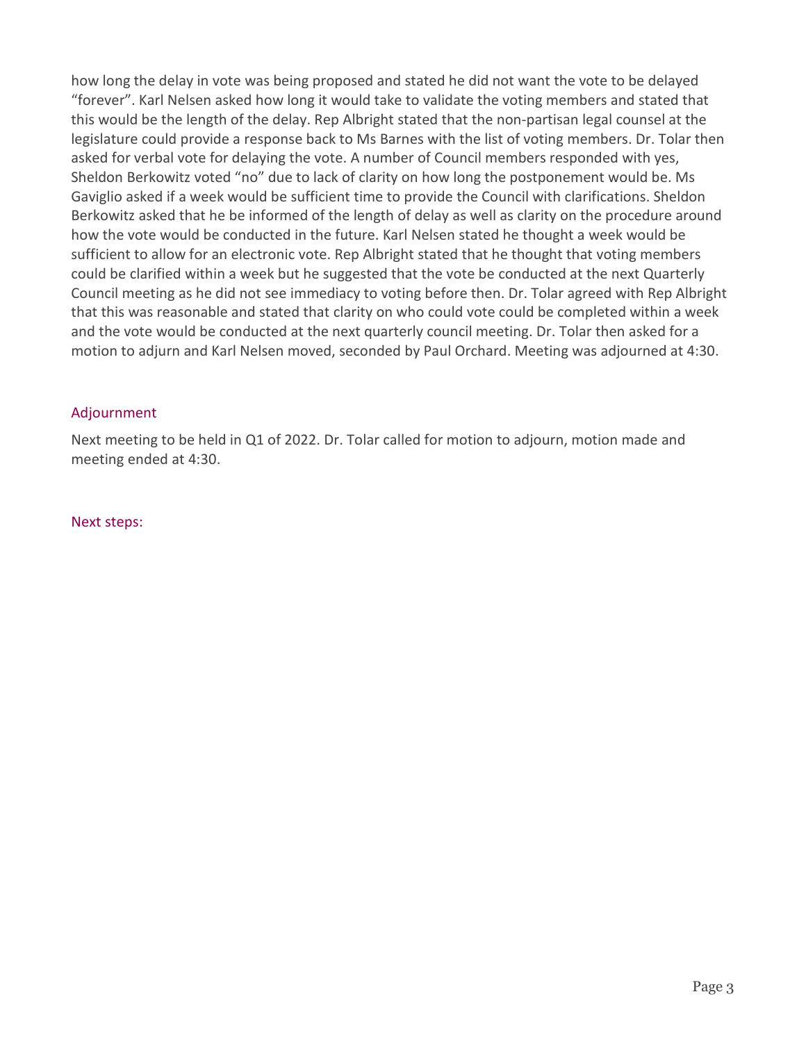how long the delay in vote was being proposed and stated he did not want the vote to be delayed "forever". Karl Nelsen asked how long it would take to validate the voting members and stated that this would be the length of the delay. Rep Albright stated that the non-partisan legal counsel at the legislature could provide a response back to Ms Barnes with the list of voting members. Dr. Tolar then asked for verbal vote for delaying the vote. A number of Council members responded with yes, Sheldon Berkowitz voted "no" due to lack of clarity on how long the postponement would be. Ms Gaviglio asked if a week would be sufficient time to provide the Council with clarifications. Sheldon Berkowitz asked that he be informed of the length of delay as well as clarity on the procedure around how the vote would be conducted in the future. Karl Nelsen stated he thought a week would be sufficient to allow for an electronic vote. Rep Albright stated that he thought that voting members could be clarified within a week but he suggested that the vote be conducted at the next Quarterly Council meeting as he did not see immediacy to voting before then. Dr. Tolar agreed with Rep Albright that this was reasonable and stated that clarity on who could vote could be completed within a week and the vote would be conducted at the next quarterly council meeting. Dr. Tolar then asked for a motion to adjurn and Karl Nelsen moved, seconded by Paul Orchard. Meeting was adjourned at 4:30.

## Adjournment

Next meeting to be held in Q1 of 2022. Dr. Tolar called for motion to adjourn, motion made and meeting ended at 4:30.

## Next steps: